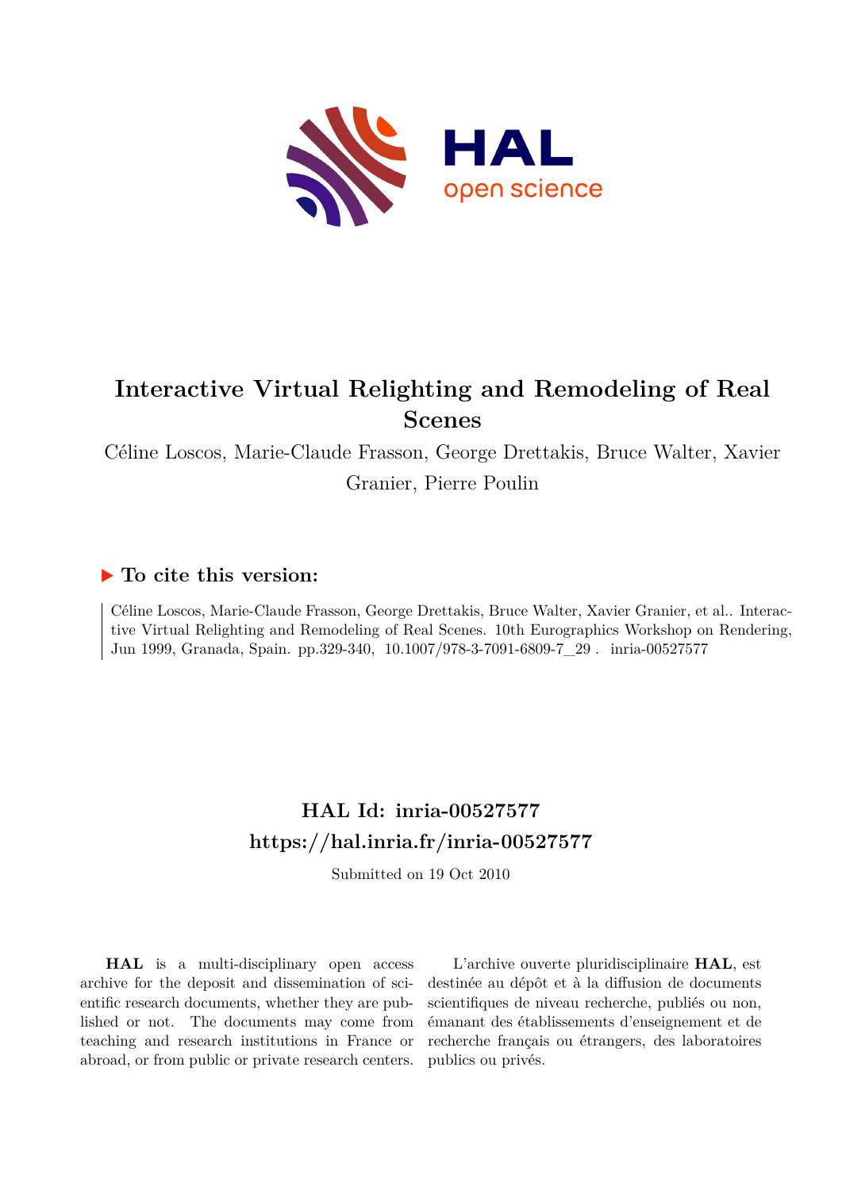# Interactive Virtual Relighting and Remodeling of Real Scenes

Céline Loscos, Marie-Claude Frasson, George Drettakis, Bruce Walter, Xavier Granier, Pierre Poulin

## ▶ To cite this version:

Céline Loscos, Marie-Claude Frasson, George Drettakis, Bruce Walter, Xavier Granier, et al.. Interactive Virtual Relighting and Remodeling of Real Scenes. 10th Eurographics Workshop on Rendering, Jun 1999, Granada, Spain. pp.329-340, 10.1007/978-3-7091-6809-7_29 . inria-00527577

## HAL Id: inria-00527577
## https://hal.inria.fr/inria-00527577

Submitted on 19 Oct 2010

**HAL** is a multi-disciplinary open access archive for the deposit and dissemination of scientific research documents, whether they are published or not. The documents may come from teaching and research institutions in France or abroad, or from public or private research centers.

L'archive ouverte pluridisciplinaire **HAL**, est destinée au dépôt et à la diffusion de documents scientifiques de niveau recherche, publiés ou non, émanant des établissements d'enseignement et de recherche français ou étrangers, des laboratoires publics ou privés.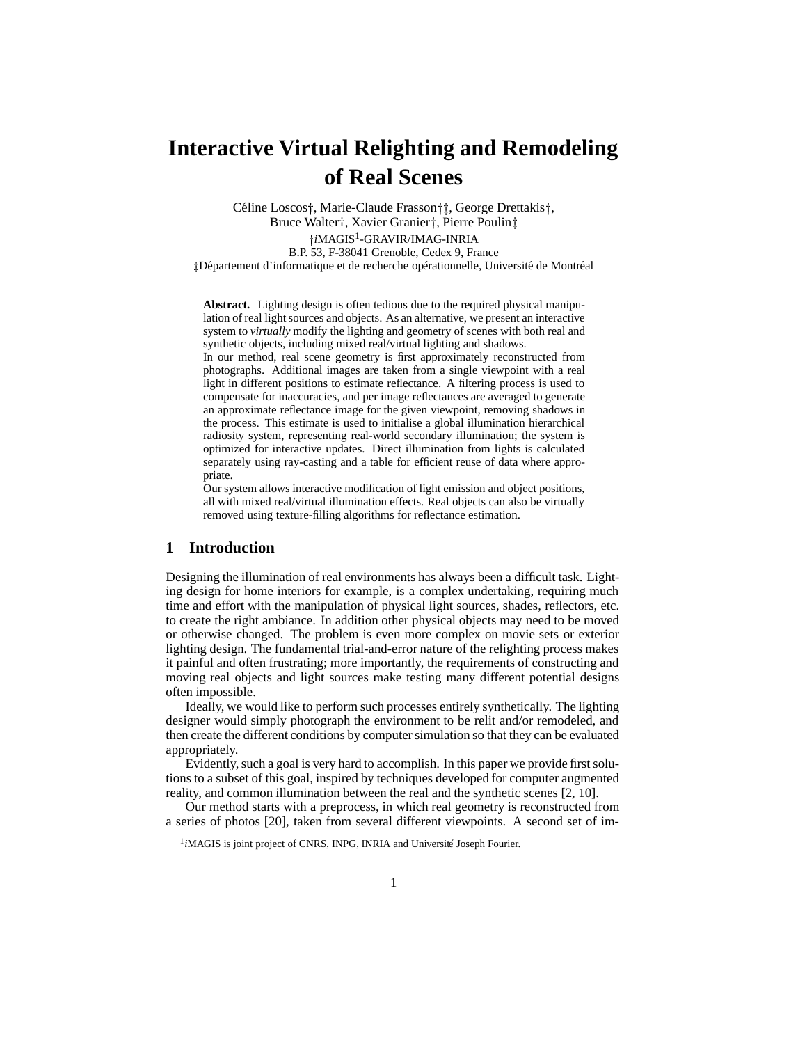# Interactive Virtual Relighting and Remodeling of Real Scenes

Céline Loscos†, Marie-Claude Frasson†‡, George Drettakis†,
Bruce Walter†, Xavier Granier†, Pierre Poulin‡

†*i*MAGIS[1]-GRAVIR/IMAG-INRIA
B.P. 53, F-38041 Grenoble, Cedex 9, France
‡Département d'informatique et de recherche opérationnelle, Université de Montréal

**Abstract.** Lighting design is often tedious due to the required physical manipulation of real light sources and objects. As an alternative, we present an interactive system to *virtually* modify the lighting and geometry of scenes with both real and synthetic objects, including mixed real/virtual lighting and shadows.
In our method, real scene geometry is first approximately reconstructed from photographs. Additional images are taken from a single viewpoint with a real light in different positions to estimate reflectance. A filtering process is used to compensate for inaccuracies, and per image reflectances are averaged to generate an approximate reflectance image for the given viewpoint, removing shadows in the process. This estimate is used to initialise a global illumination hierarchical radiosity system, representing real-world secondary illumination; the system is optimized for interactive updates. Direct illumination from lights is calculated separately using ray-casting and a table for efficient reuse of data where appropriate.
Our system allows interactive modification of light emission and object positions, all with mixed real/virtual illumination effects. Real objects can also be virtually removed using texture-filling algorithms for reflectance estimation.

## 1 Introduction

Designing the illumination of real environments has always been a difficult task. Lighting design for home interiors for example, is a complex undertaking, requiring much time and effort with the manipulation of physical light sources, shades, reflectors, etc. to create the right ambiance. In addition other physical objects may need to be moved or otherwise changed. The problem is even more complex on movie sets or exterior lighting design. The fundamental trial-and-error nature of the relighting process makes it painful and often frustrating; more importantly, the requirements of constructing and moving real objects and light sources make testing many different potential designs often impossible.

Ideally, we would like to perform such processes entirely synthetically. The lighting designer would simply photograph the environment to be relit and/or remodeled, and then create the different conditions by computer simulation so that they can be evaluated appropriately.

Evidently, such a goal is very hard to accomplish. In this paper we provide first solutions to a subset of this goal, inspired by techniques developed for computer augmented reality, and common illumination between the real and the synthetic scenes [2, 10].

Our method starts with a preprocess, in which real geometry is reconstructed from a series of photos [20], taken from several different viewpoints. A second set of im-

[1] *i*MAGIS is joint project of CNRS, INPG, INRIA and Université Joseph Fourier.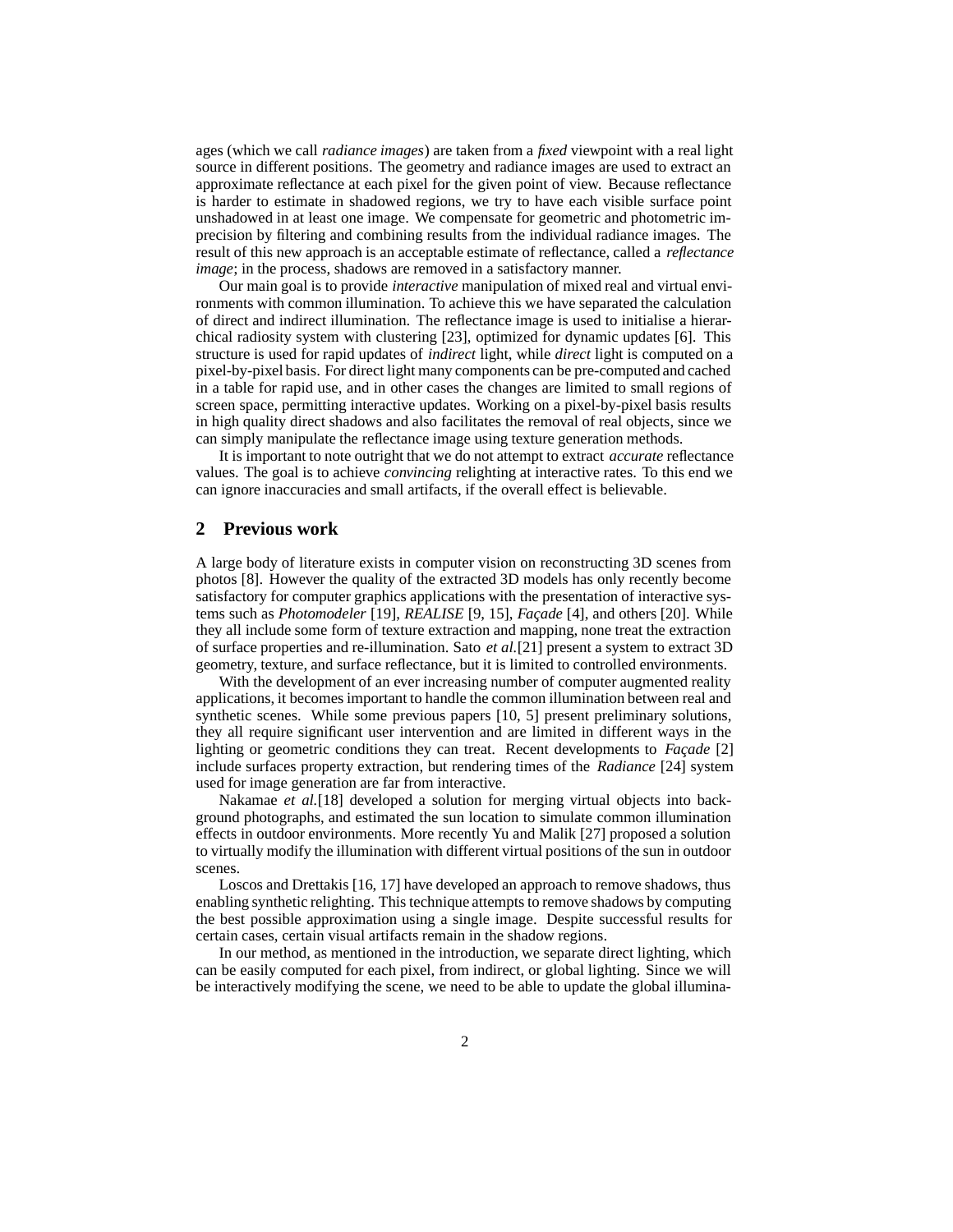ages (which we call *radiance images*) are taken from a *fixed* viewpoint with a real light source in different positions. The geometry and radiance images are used to extract an approximate reflectance at each pixel for the given point of view. Because reflectance is harder to estimate in shadowed regions, we try to have each visible surface point unshadowed in at least one image. We compensate for geometric and photometric imprecision by filtering and combining results from the individual radiance images. The result of this new approach is an acceptable estimate of reflectance, called a *reflectance image*; in the process, shadows are removed in a satisfactory manner.

Our main goal is to provide *interactive* manipulation of mixed real and virtual environments with common illumination. To achieve this we have separated the calculation of direct and indirect illumination. The reflectance image is used to initialise a hierarchical radiosity system with clustering [23], optimized for dynamic updates [6]. This structure is used for rapid updates of *indirect* light, while *direct* light is computed on a pixel-by-pixel basis. For direct light many components can be pre-computed and cached in a table for rapid use, and in other cases the changes are limited to small regions of screen space, permitting interactive updates. Working on a pixel-by-pixel basis results in high quality direct shadows and also facilitates the removal of real objects, since we can simply manipulate the reflectance image using texture generation methods.

It is important to note outright that we do not attempt to extract *accurate* reflectance values. The goal is to achieve *convincing* relighting at interactive rates. To this end we can ignore inaccuracies and small artifacts, if the overall effect is believable.

## 2 Previous work

A large body of literature exists in computer vision on reconstructing 3D scenes from photos [8]. However the quality of the extracted 3D models has only recently become satisfactory for computer graphics applications with the presentation of interactive systems such as *Photomodeler* [19], *REALISE* [9, 15], *Façade* [4], and others [20]. While they all include some form of texture extraction and mapping, none treat the extraction of surface properties and re-illumination. Sato *et al.*[21] present a system to extract 3D geometry, texture, and surface reflectance, but it is limited to controlled environments.

With the development of an ever increasing number of computer augmented reality applications, it becomes important to handle the common illumination between real and synthetic scenes. While some previous papers [10, 5] present preliminary solutions, they all require significant user intervention and are limited in different ways in the lighting or geometric conditions they can treat. Recent developments to *Façade* [2] include surfaces property extraction, but rendering times of the *Radiance* [24] system used for image generation are far from interactive.

Nakamae *et al.*[18] developed a solution for merging virtual objects into background photographs, and estimated the sun location to simulate common illumination effects in outdoor environments. More recently Yu and Malik [27] proposed a solution to virtually modify the illumination with different virtual positions of the sun in outdoor scenes.

Loscos and Drettakis [16, 17] have developed an approach to remove shadows, thus enabling synthetic relighting. This technique attempts to remove shadows by computing the best possible approximation using a single image. Despite successful results for certain cases, certain visual artifacts remain in the shadow regions.

In our method, as mentioned in the introduction, we separate direct lighting, which can be easily computed for each pixel, from indirect, or global lighting. Since we will be interactively modifying the scene, we need to be able to update the global illumina-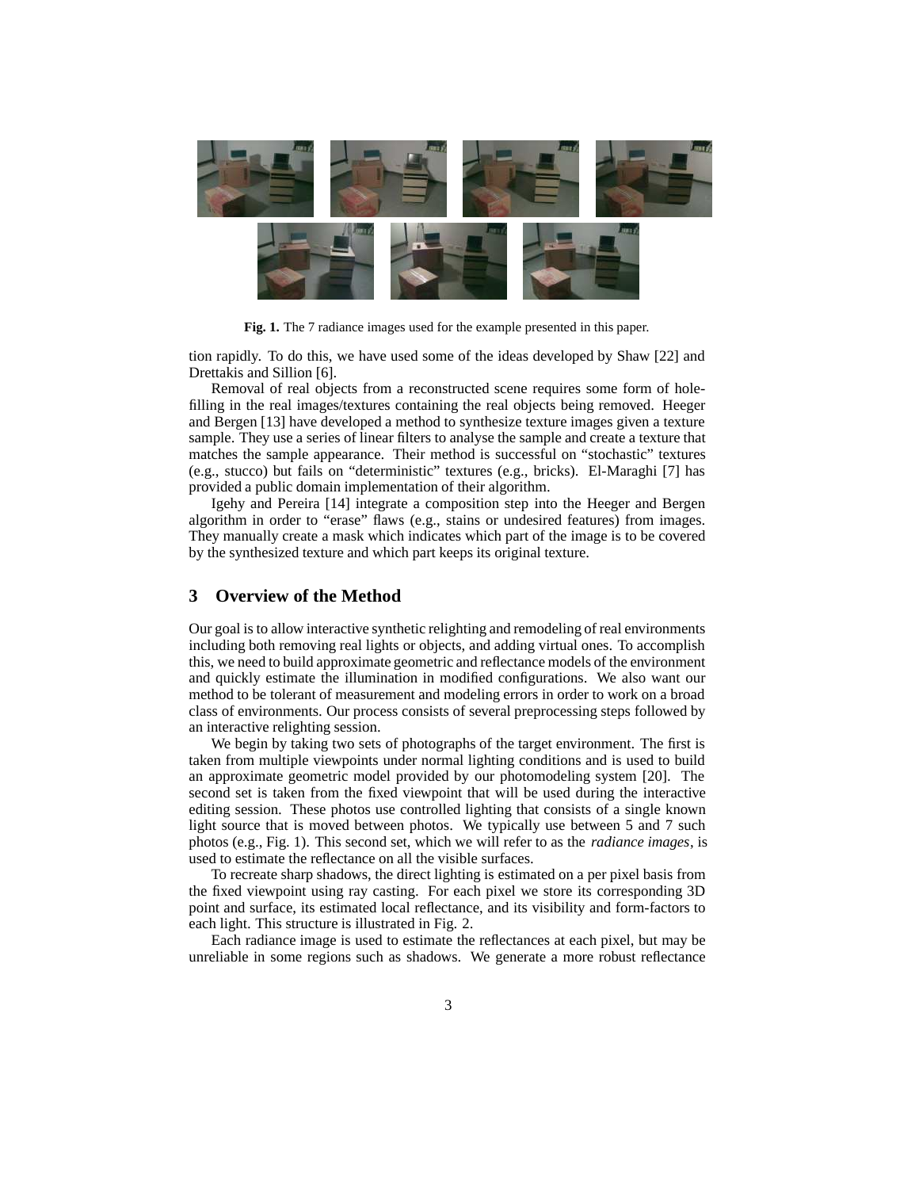**Fig. 1.** The 7 radiance images used for the example presented in this paper.

tion rapidly. To do this, we have used some of the ideas developed by Shaw [22] and Drettakis and Sillion [6].

Removal of real objects from a reconstructed scene requires some form of hole-filling in the real images/textures containing the real objects being removed. Heeger and Bergen [13] have developed a method to synthesize texture images given a texture sample. They use a series of linear filters to analyse the sample and create a texture that matches the sample appearance. Their method is successful on "stochastic" textures (e.g., stucco) but fails on "deterministic" textures (e.g., bricks). El-Maraghi [7] has provided a public domain implementation of their algorithm.

Igehy and Pereira [14] integrate a composition step into the Heeger and Bergen algorithm in order to "erase" flaws (e.g., stains or undesired features) from images. They manually create a mask which indicates which part of the image is to be covered by the synthesized texture and which part keeps its original texture.

## 3 Overview of the Method

Our goal is to allow interactive synthetic relighting and remodeling of real environments including both removing real lights or objects, and adding virtual ones. To accomplish this, we need to build approximate geometric and reflectance models of the environment and quickly estimate the illumination in modified configurations. We also want our method to be tolerant of measurement and modeling errors in order to work on a broad class of environments. Our process consists of several preprocessing steps followed by an interactive relighting session.

We begin by taking two sets of photographs of the target environment. The first is taken from multiple viewpoints under normal lighting conditions and is used to build an approximate geometric model provided by our photomodeling system [20]. The second set is taken from the fixed viewpoint that will be used during the interactive editing session. These photos use controlled lighting that consists of a single known light source that is moved between photos. We typically use between 5 and 7 such photos (e.g., Fig. 1). This second set, which we will refer to as the *radiance images*, is used to estimate the reflectance on all the visible surfaces.

To recreate sharp shadows, the direct lighting is estimated on a per pixel basis from the fixed viewpoint using ray casting. For each pixel we store its corresponding 3D point and surface, its estimated local reflectance, and its visibility and form-factors to each light. This structure is illustrated in Fig. 2.

Each radiance image is used to estimate the reflectances at each pixel, but may be unreliable in some regions such as shadows. We generate a more robust reflectance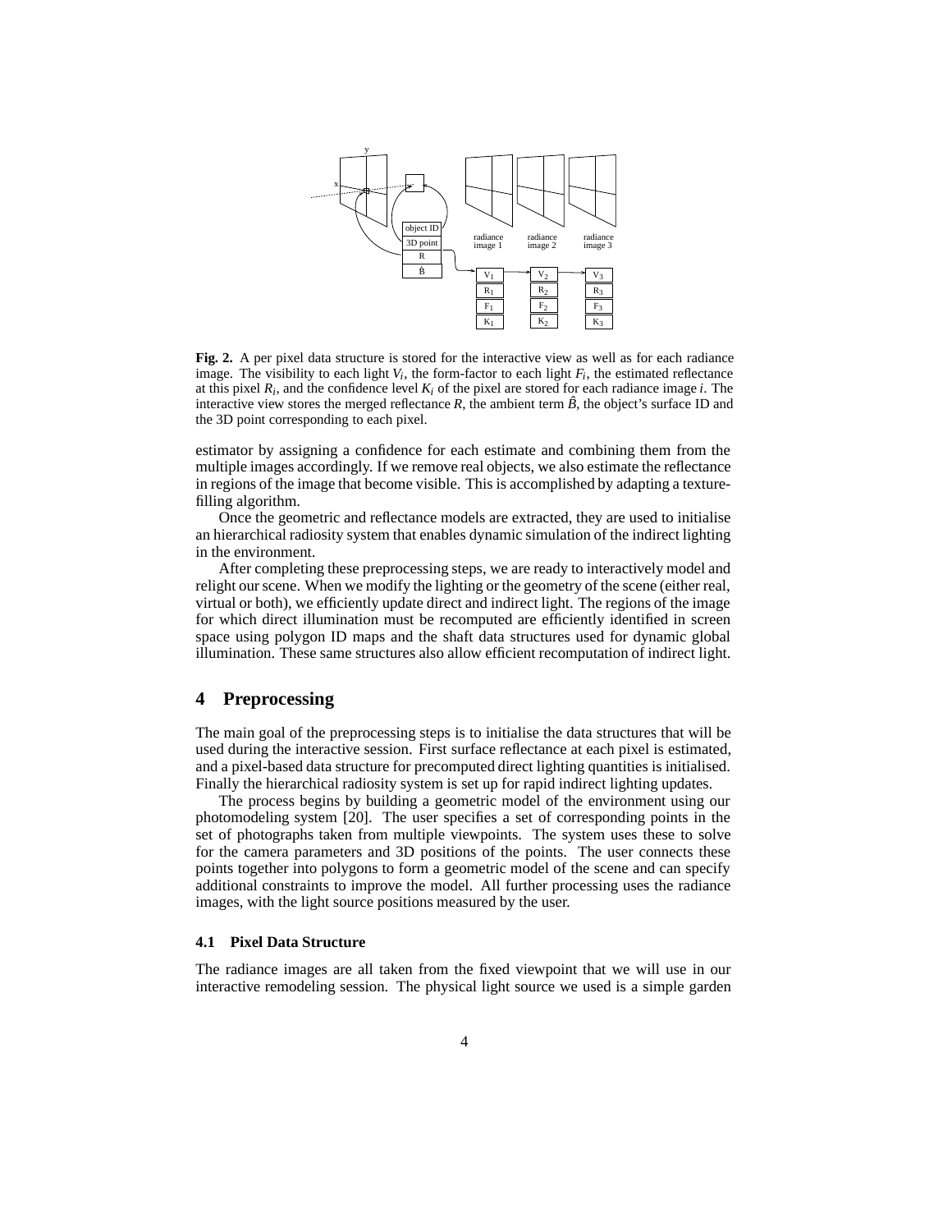**Fig. 2.** A per pixel data structure is stored for the interactive view as well as for each radiance image. The visibility to each light $V_i$, the form-factor to each light $F_i$, the estimated reflectance at this pixel $R_i$, and the confidence level $K_i$ of the pixel are stored for each radiance image $i$. The interactive view stores the merged reflectance $R$, the ambient term $\hat{B}$, the object's surface ID and the 3D point corresponding to each pixel.

estimator by assigning a confidence for each estimate and combining them from the multiple images accordingly. If we remove real objects, we also estimate the reflectance in regions of the image that become visible. This is accomplished by adapting a texture-filling algorithm.

Once the geometric and reflectance models are extracted, they are used to initialise an hierarchical radiosity system that enables dynamic simulation of the indirect lighting in the environment.

After completing these preprocessing steps, we are ready to interactively model and relight our scene. When we modify the lighting or the geometry of the scene (either real, virtual or both), we efficiently update direct and indirect light. The regions of the image for which direct illumination must be recomputed are efficiently identified in screen space using polygon ID maps and the shaft data structures used for dynamic global illumination. These same structures also allow efficient recomputation of indirect light.

## 4 Preprocessing

The main goal of the preprocessing steps is to initialise the data structures that will be used during the interactive session. First surface reflectance at each pixel is estimated, and a pixel-based data structure for precomputed direct lighting quantities is initialised. Finally the hierarchical radiosity system is set up for rapid indirect lighting updates.

The process begins by building a geometric model of the environment using our photomodeling system [20]. The user specifies a set of corresponding points in the set of photographs taken from multiple viewpoints. The system uses these to solve for the camera parameters and 3D positions of the points. The user connects these points together into polygons to form a geometric model of the scene and can specify additional constraints to improve the model. All further processing uses the radiance images, with the light source positions measured by the user.

### 4.1 Pixel Data Structure

The radiance images are all taken from the fixed viewpoint that we will use in our interactive remodeling session. The physical light source we used is a simple garden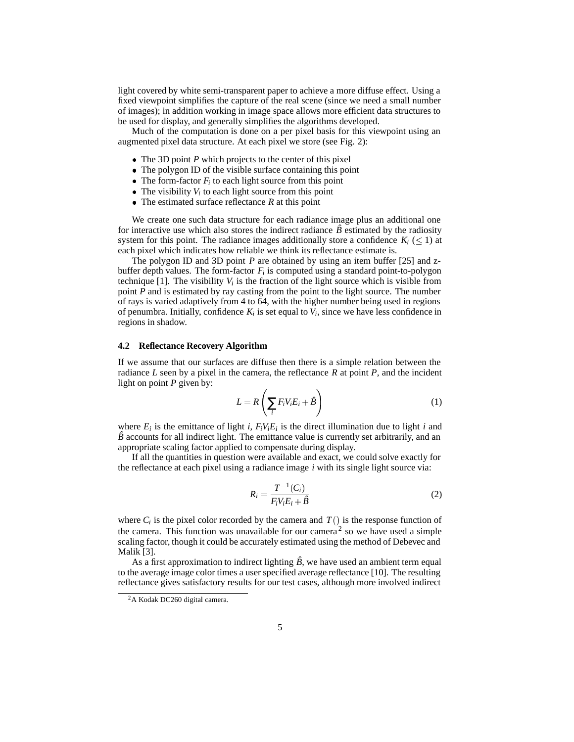light covered by white semi-transparent paper to achieve a more diffuse effect. Using a fixed viewpoint simplifies the capture of the real scene (since we need a small number of images); in addition working in image space allows more efficient data structures to be used for display, and generally simplifies the algorithms developed.

Much of the computation is done on a per pixel basis for this viewpoint using an augmented pixel data structure. At each pixel we store (see Fig. 2):

- The 3D point $P$ which projects to the center of this pixel
- The polygon ID of the visible surface containing this point
- The form-factor $F_i$ to each light source from this point
- The visibility $V_i$ to each light source from this point
- The estimated surface reflectance $R$ at this point

We create one such data structure for each radiance image plus an additional one for interactive use which also stores the indirect radiance $\hat{B}$ estimated by the radiosity system for this point. The radiance images additionally store a confidence $K_i$ ($\leq 1$) at each pixel which indicates how reliable we think its reflectance estimate is.

The polygon ID and 3D point $P$ are obtained by using an item buffer [25] and z-buffer depth values. The form-factor $F_i$ is computed using a standard point-to-polygon technique [1]. The visibility $V_i$ is the fraction of the light source which is visible from point $P$ and is estimated by ray casting from the point to the light source. The number of rays is varied adaptively from 4 to 64, with the higher number being used in regions of penumbra. Initially, confidence $K_i$ is set equal to $V_i$, since we have less confidence in regions in shadow.

### 4.2 Reflectance Recovery Algorithm

If we assume that our surfaces are diffuse then there is a simple relation between the radiance $L$ seen by a pixel in the camera, the reflectance $R$ at point $P$, and the incident light on point $P$ given by:

$$L = R\left(\sum_i F_i V_i E_i + \hat{B}\right) \tag{1}$$

where $E_i$ is the emittance of light $i$, $F_i V_i E_i$ is the direct illumination due to light $i$ and $\hat{B}$ accounts for all indirect light. The emittance value is currently set arbitrarily, and an appropriate scaling factor applied to compensate during display.

If all the quantities in question were available and exact, we could solve exactly for the reflectance at each pixel using a radiance image $i$ with its single light source via:

$$R_i = \frac{T^{-1}(C_i)}{F_i V_i E_i + \hat{B}} \tag{2}$$

where $C_i$ is the pixel color recorded by the camera and $T()$ is the response function of the camera. This function was unavailable for our camera[2] so we have used a simple scaling factor, though it could be accurately estimated using the method of Debevec and Malik [3].

As a first approximation to indirect lighting $\hat{B}$, we have used an ambient term equal to the average image color times a user specified average reflectance [10]. The resulting reflectance gives satisfactory results for our test cases, although more involved indirect

[2] A Kodak DC260 digital camera.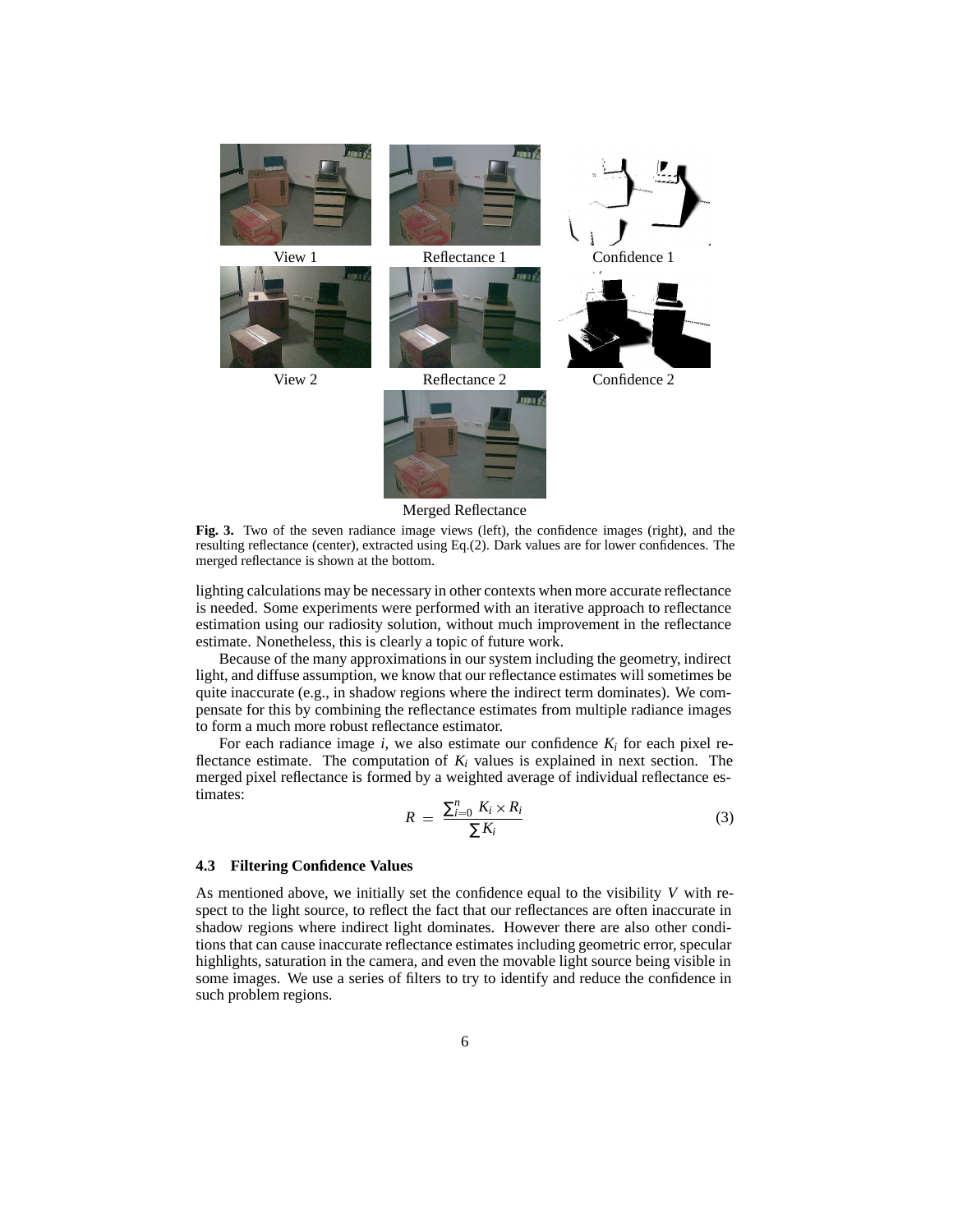View 1 Reflectance 1 Confidence 1

View 2 Reflectance 2 Confidence 2

Merged Reflectance

**Fig. 3.** Two of the seven radiance image views (left), the confidence images (right), and the resulting reflectance (center), extracted using Eq.(2). Dark values are for lower confidences. The merged reflectance is shown at the bottom.

lighting calculations may be necessary in other contexts when more accurate reflectance is needed. Some experiments were performed with an iterative approach to reflectance estimation using our radiosity solution, without much improvement in the reflectance estimate. Nonetheless, this is clearly a topic of future work.

Because of the many approximations in our system including the geometry, indirect light, and diffuse assumption, we know that our reflectance estimates will sometimes be quite inaccurate (e.g., in shadow regions where the indirect term dominates). We compensate for this by combining the reflectance estimates from multiple radiance images to form a much more robust reflectance estimator.

For each radiance image $i$, we also estimate our confidence $K_i$ for each pixel reflectance estimate. The computation of $K_i$ values is explained in next section. The merged pixel reflectance is formed by a weighted average of individual reflectance estimates:

$$R = \frac{\sum_{i=0}^{n} K_i \times R_i}{\sum K_i} \quad (3)$$

### 4.3 Filtering Confidence Values

As mentioned above, we initially set the confidence equal to the visibility $V$ with respect to the light source, to reflect the fact that our reflectances are often inaccurate in shadow regions where indirect light dominates. However there are also other conditions that can cause inaccurate reflectance estimates including geometric error, specular highlights, saturation in the camera, and even the movable light source being visible in some images. We use a series of filters to try to identify and reduce the confidence in such problem regions.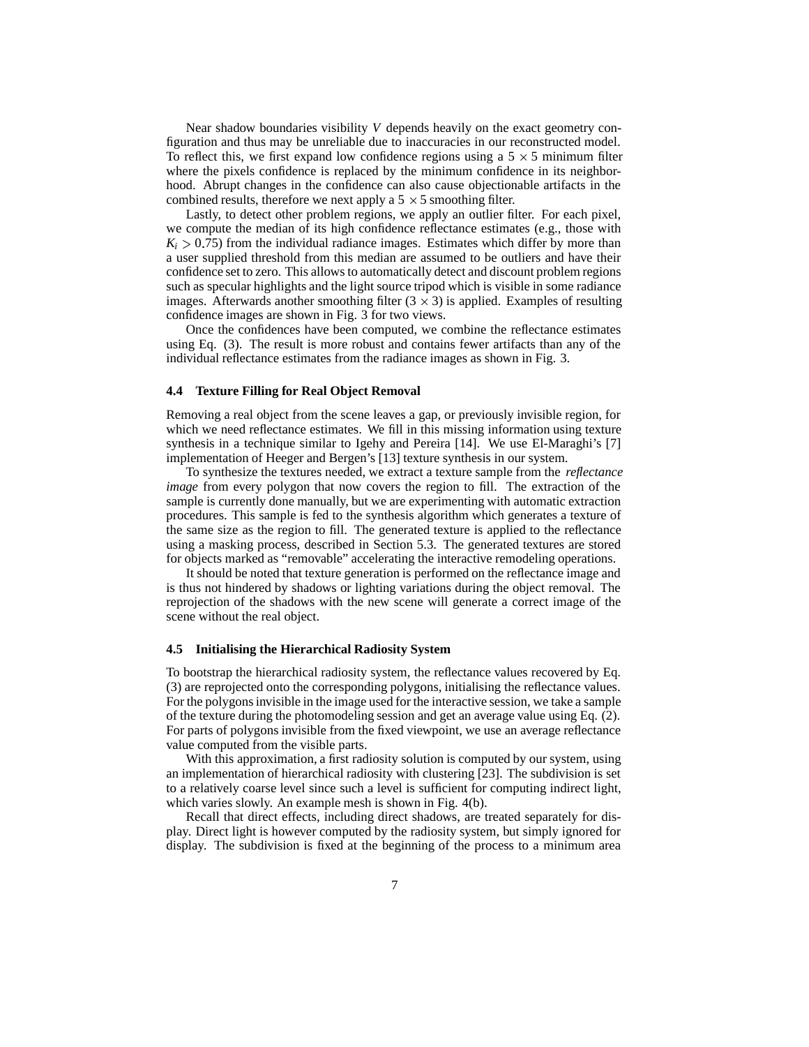Near shadow boundaries visibility $V$ depends heavily on the exact geometry configuration and thus may be unreliable due to inaccuracies in our reconstructed model. To reflect this, we first expand low confidence regions using a $5 \times 5$ minimum filter where the pixels confidence is replaced by the minimum confidence in its neighborhood. Abrupt changes in the confidence can also cause objectionable artifacts in the combined results, therefore we next apply a $5 \times 5$ smoothing filter.

Lastly, to detect other problem regions, we apply an outlier filter. For each pixel, we compute the median of its high confidence reflectance estimates (e.g., those with $K_i > 0.75$) from the individual radiance images. Estimates which differ by more than a user supplied threshold from this median are assumed to be outliers and have their confidence set to zero. This allows to automatically detect and discount problem regions such as specular highlights and the light source tripod which is visible in some radiance images. Afterwards another smoothing filter ($3 \times 3$) is applied. Examples of resulting confidence images are shown in Fig. 3 for two views.

Once the confidences have been computed, we combine the reflectance estimates using Eq. (3). The result is more robust and contains fewer artifacts than any of the individual reflectance estimates from the radiance images as shown in Fig. 3.

### 4.4 Texture Filling for Real Object Removal

Removing a real object from the scene leaves a gap, or previously invisible region, for which we need reflectance estimates. We fill in this missing information using texture synthesis in a technique similar to Igehy and Pereira [14]. We use El-Maraghi's [7] implementation of Heeger and Bergen's [13] texture synthesis in our system.

To synthesize the textures needed, we extract a texture sample from the *reflectance image* from every polygon that now covers the region to fill. The extraction of the sample is currently done manually, but we are experimenting with automatic extraction procedures. This sample is fed to the synthesis algorithm which generates a texture of the same size as the region to fill. The generated texture is applied to the reflectance using a masking process, described in Section 5.3. The generated textures are stored for objects marked as "removable" accelerating the interactive remodeling operations.

It should be noted that texture generation is performed on the reflectance image and is thus not hindered by shadows or lighting variations during the object removal. The reprojection of the shadows with the new scene will generate a correct image of the scene without the real object.

### 4.5 Initialising the Hierarchical Radiosity System

To bootstrap the hierarchical radiosity system, the reflectance values recovered by Eq. (3) are reprojected onto the corresponding polygons, initialising the reflectance values. For the polygons invisible in the image used for the interactive session, we take a sample of the texture during the photomodeling session and get an average value using Eq. (2). For parts of polygons invisible from the fixed viewpoint, we use an average reflectance value computed from the visible parts.

With this approximation, a first radiosity solution is computed by our system, using an implementation of hierarchical radiosity with clustering [23]. The subdivision is set to a relatively coarse level since such a level is sufficient for computing indirect light, which varies slowly. An example mesh is shown in Fig. 4(b).

Recall that direct effects, including direct shadows, are treated separately for display. Direct light is however computed by the radiosity system, but simply ignored for display. The subdivision is fixed at the beginning of the process to a minimum area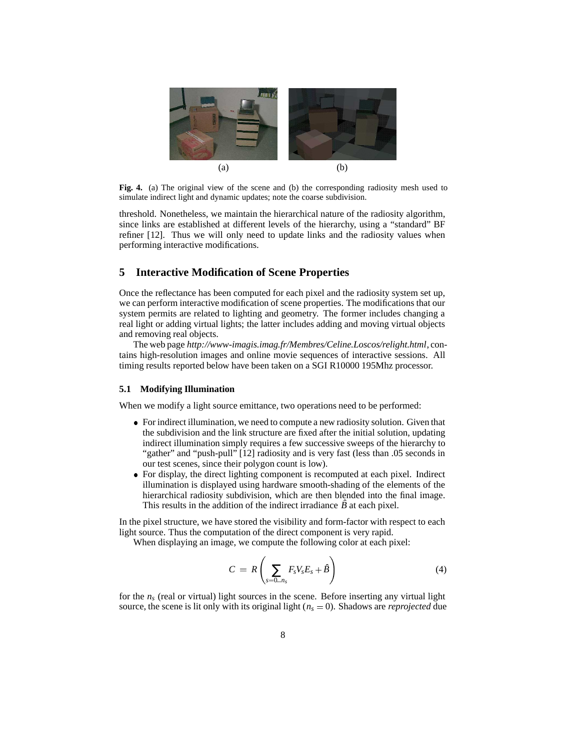(a) (b)

**Fig. 4.** (a) The original view of the scene and (b) the corresponding radiosity mesh used to simulate indirect light and dynamic updates; note the coarse subdivision.

threshold. Nonetheless, we maintain the hierarchical nature of the radiosity algorithm, since links are established at different levels of the hierarchy, using a "standard" BF refiner [12]. Thus we will only need to update links and the radiosity values when performing interactive modifications.

## 5 Interactive Modification of Scene Properties

Once the reflectance has been computed for each pixel and the radiosity system set up, we can perform interactive modification of scene properties. The modifications that our system permits are related to lighting and geometry. The former includes changing a real light or adding virtual lights; the latter includes adding and moving virtual objects and removing real objects.

The web page *http://www-imagis.imag.fr/Membres/Celine.Loscos/relight.html*, contains high-resolution images and online movie sequences of interactive sessions. All timing results reported below have been taken on a SGI R10000 195Mhz processor.

### 5.1 Modifying Illumination

When we modify a light source emittance, two operations need to be performed:

- For indirect illumination, we need to compute a new radiosity solution. Given that the subdivision and the link structure are fixed after the initial solution, updating indirect illumination simply requires a few successive sweeps of the hierarchy to "gather" and "push-pull" [12] radiosity and is very fast (less than .05 seconds in our test scenes, since their polygon count is low).
- For display, the direct lighting component is recomputed at each pixel. Indirect illumination is displayed using hardware smooth-shading of the elements of the hierarchical radiosity subdivision, which are then blended into the final image. This results in the addition of the indirect irradiance $\hat{B}$ at each pixel.

In the pixel structure, we have stored the visibility and form-factor with respect to each light source. Thus the computation of the direct component is very rapid.

When displaying an image, we compute the following color at each pixel:

$$C = R\left(\sum_{s=0..n_s} F_s V_s E_s + \hat{B}\right) \tag{4}$$

for the $n_s$ (real or virtual) light sources in the scene. Before inserting any virtual light source, the scene is lit only with its original light ($n_s = 0$). Shadows are *reprojected* due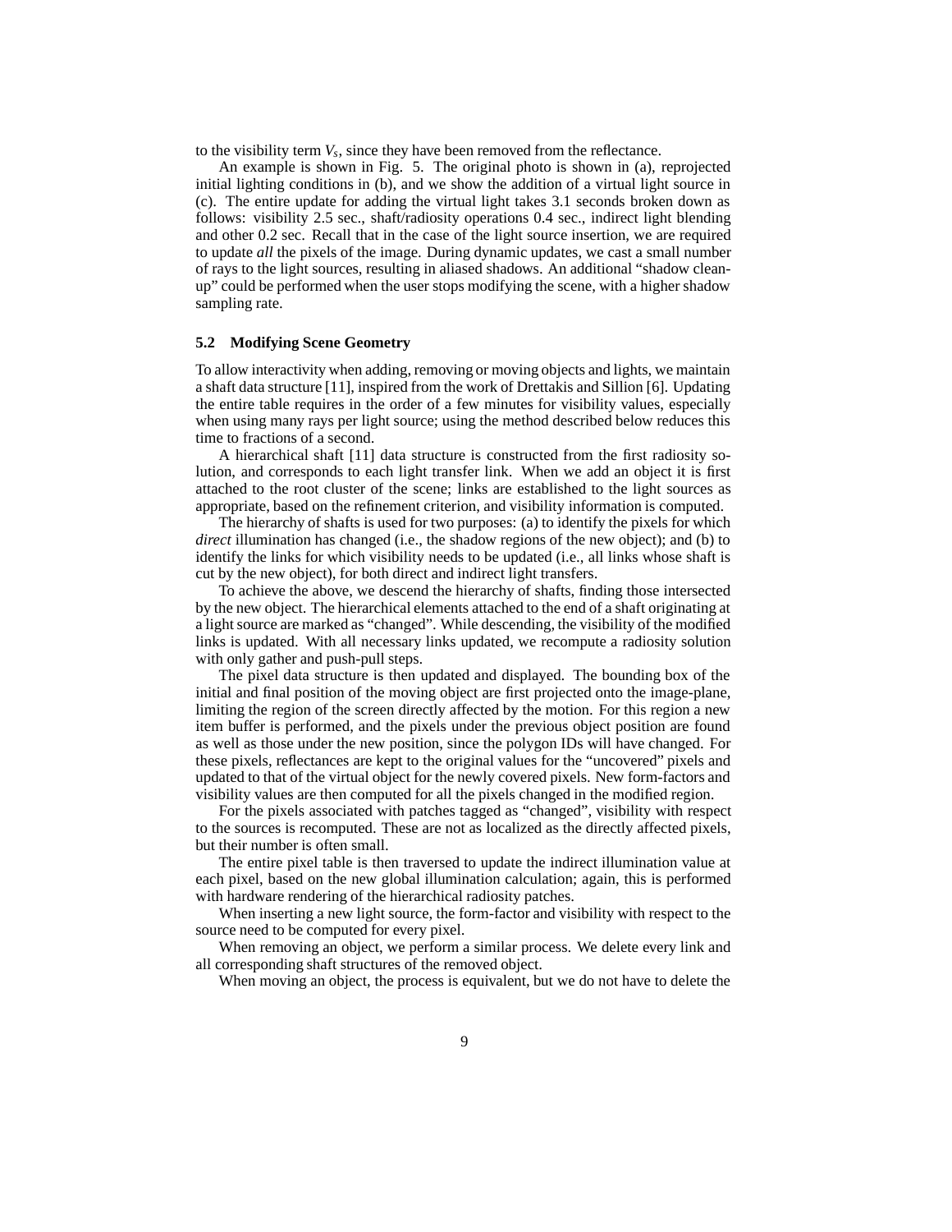to the visibility term $V_s$, since they have been removed from the reflectance.

An example is shown in Fig. 5. The original photo is shown in (a), reprojected initial lighting conditions in (b), and we show the addition of a virtual light source in (c). The entire update for adding the virtual light takes 3.1 seconds broken down as follows: visibility 2.5 sec., shaft/radiosity operations 0.4 sec., indirect light blending and other 0.2 sec. Recall that in the case of the light source insertion, we are required to update *all* the pixels of the image. During dynamic updates, we cast a small number of rays to the light sources, resulting in aliased shadows. An additional "shadow clean-up" could be performed when the user stops modifying the scene, with a higher shadow sampling rate.

### 5.2 Modifying Scene Geometry

To allow interactivity when adding, removing or moving objects and lights, we maintain a shaft data structure [11], inspired from the work of Drettakis and Sillion [6]. Updating the entire table requires in the order of a few minutes for visibility values, especially when using many rays per light source; using the method described below reduces this time to fractions of a second.

A hierarchical shaft [11] data structure is constructed from the first radiosity solution, and corresponds to each light transfer link. When we add an object it is first attached to the root cluster of the scene; links are established to the light sources as appropriate, based on the refinement criterion, and visibility information is computed.

The hierarchy of shafts is used for two purposes: (a) to identify the pixels for which *direct* illumination has changed (i.e., the shadow regions of the new object); and (b) to identify the links for which visibility needs to be updated (i.e., all links whose shaft is cut by the new object), for both direct and indirect light transfers.

To achieve the above, we descend the hierarchy of shafts, finding those intersected by the new object. The hierarchical elements attached to the end of a shaft originating at a light source are marked as "changed". While descending, the visibility of the modified links is updated. With all necessary links updated, we recompute a radiosity solution with only gather and push-pull steps.

The pixel data structure is then updated and displayed. The bounding box of the initial and final position of the moving object are first projected onto the image-plane, limiting the region of the screen directly affected by the motion. For this region a new item buffer is performed, and the pixels under the previous object position are found as well as those under the new position, since the polygon IDs will have changed. For these pixels, reflectances are kept to the original values for the "uncovered" pixels and updated to that of the virtual object for the newly covered pixels. New form-factors and visibility values are then computed for all the pixels changed in the modified region.

For the pixels associated with patches tagged as "changed", visibility with respect to the sources is recomputed. These are not as localized as the directly affected pixels, but their number is often small.

The entire pixel table is then traversed to update the indirect illumination value at each pixel, based on the new global illumination calculation; again, this is performed with hardware rendering of the hierarchical radiosity patches.

When inserting a new light source, the form-factor and visibility with respect to the source need to be computed for every pixel.

When removing an object, we perform a similar process. We delete every link and all corresponding shaft structures of the removed object.

When moving an object, the process is equivalent, but we do not have to delete the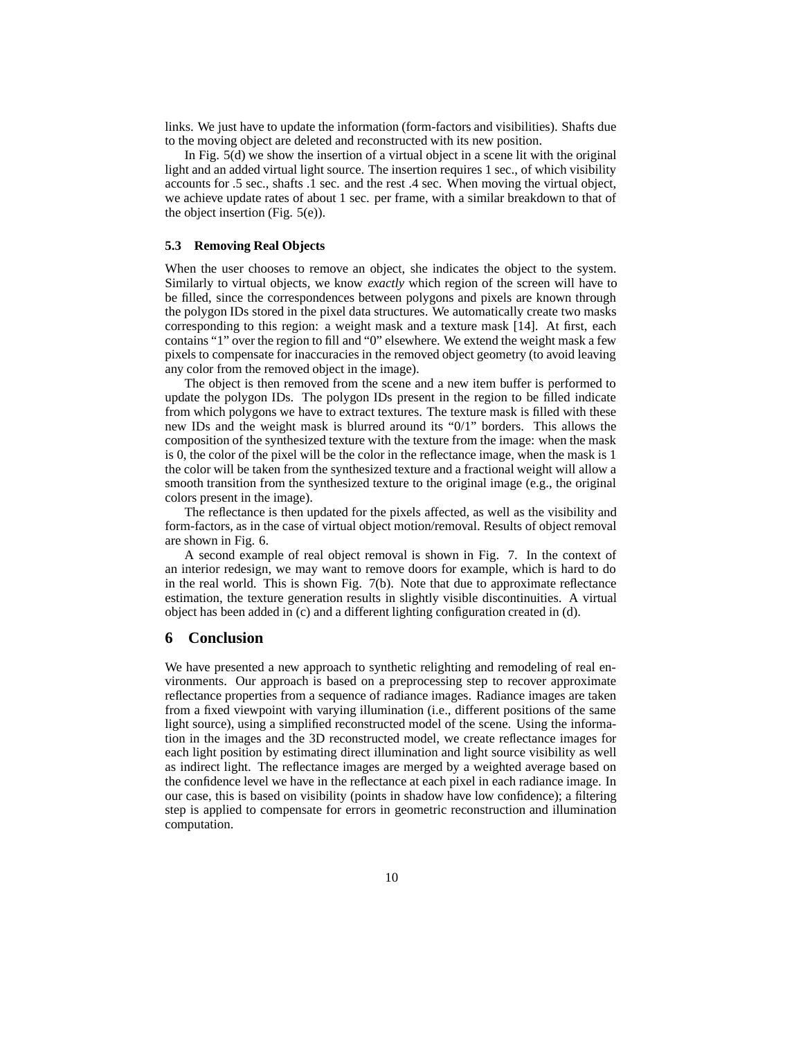links. We just have to update the information (form-factors and visibilities). Shafts due to the moving object are deleted and reconstructed with its new position.

In Fig. 5(d) we show the insertion of a virtual object in a scene lit with the original light and an added virtual light source. The insertion requires 1 sec., of which visibility accounts for .5 sec., shafts .1 sec. and the rest .4 sec. When moving the virtual object, we achieve update rates of about 1 sec. per frame, with a similar breakdown to that of the object insertion (Fig. 5(e)).

### 5.3 Removing Real Objects

When the user chooses to remove an object, she indicates the object to the system. Similarly to virtual objects, we know *exactly* which region of the screen will have to be filled, since the correspondences between polygons and pixels are known through the polygon IDs stored in the pixel data structures. We automatically create two masks corresponding to this region: a weight mask and a texture mask [14]. At first, each contains "1" over the region to fill and "0" elsewhere. We extend the weight mask a few pixels to compensate for inaccuracies in the removed object geometry (to avoid leaving any color from the removed object in the image).

The object is then removed from the scene and a new item buffer is performed to update the polygon IDs. The polygon IDs present in the region to be filled indicate from which polygons we have to extract textures. The texture mask is filled with these new IDs and the weight mask is blurred around its "0/1" borders. This allows the composition of the synthesized texture with the texture from the image: when the mask is 0, the color of the pixel will be the color in the reflectance image, when the mask is 1 the color will be taken from the synthesized texture and a fractional weight will allow a smooth transition from the synthesized texture to the original image (e.g., the original colors present in the image).

The reflectance is then updated for the pixels affected, as well as the visibility and form-factors, as in the case of virtual object motion/removal. Results of object removal are shown in Fig. 6.

A second example of real object removal is shown in Fig. 7. In the context of an interior redesign, we may want to remove doors for example, which is hard to do in the real world. This is shown Fig. 7(b). Note that due to approximate reflectance estimation, the texture generation results in slightly visible discontinuities. A virtual object has been added in (c) and a different lighting configuration created in (d).

## 6 Conclusion

We have presented a new approach to synthetic relighting and remodeling of real environments. Our approach is based on a preprocessing step to recover approximate reflectance properties from a sequence of radiance images. Radiance images are taken from a fixed viewpoint with varying illumination (i.e., different positions of the same light source), using a simplified reconstructed model of the scene. Using the information in the images and the 3D reconstructed model, we create reflectance images for each light position by estimating direct illumination and light source visibility as well as indirect light. The reflectance images are merged by a weighted average based on the confidence level we have in the reflectance at each pixel in each radiance image. In our case, this is based on visibility (points in shadow have low confidence); a filtering step is applied to compensate for errors in geometric reconstruction and illumination computation.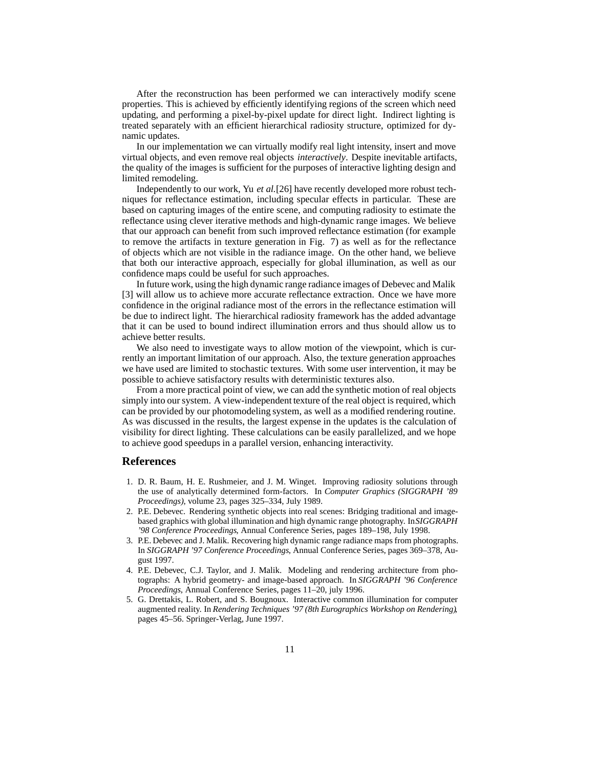After the reconstruction has been performed we can interactively modify scene properties. This is achieved by efficiently identifying regions of the screen which need updating, and performing a pixel-by-pixel update for direct light. Indirect lighting is treated separately with an efficient hierarchical radiosity structure, optimized for dynamic updates.

In our implementation we can virtually modify real light intensity, insert and move virtual objects, and even remove real objects *interactively*. Despite inevitable artifacts, the quality of the images is sufficient for the purposes of interactive lighting design and limited remodeling.

Independently to our work, Yu *et al.*[26] have recently developed more robust techniques for reflectance estimation, including specular effects in particular. These are based on capturing images of the entire scene, and computing radiosity to estimate the reflectance using clever iterative methods and high-dynamic range images. We believe that our approach can benefit from such improved reflectance estimation (for example to remove the artifacts in texture generation in Fig. 7) as well as for the reflectance of objects which are not visible in the radiance image. On the other hand, we believe that both our interactive approach, especially for global illumination, as well as our confidence maps could be useful for such approaches.

In future work, using the high dynamic range radiance images of Debevec and Malik [3] will allow us to achieve more accurate reflectance extraction. Once we have more confidence in the original radiance most of the errors in the reflectance estimation will be due to indirect light. The hierarchical radiosity framework has the added advantage that it can be used to bound indirect illumination errors and thus should allow us to achieve better results.

We also need to investigate ways to allow motion of the viewpoint, which is currently an important limitation of our approach. Also, the texture generation approaches we have used are limited to stochastic textures. With some user intervention, it may be possible to achieve satisfactory results with deterministic textures also.

From a more practical point of view, we can add the synthetic motion of real objects simply into our system. A view-independent texture of the real object is required, which can be provided by our photomodeling system, as well as a modified rendering routine. As was discussed in the results, the largest expense in the updates is the calculation of visibility for direct lighting. These calculations can be easily parallelized, and we hope to achieve good speedups in a parallel version, enhancing interactivity.

## References

1. D. R. Baum, H. E. Rushmeier, and J. M. Winget. Improving radiosity solutions through the use of analytically determined form-factors. In *Computer Graphics (SIGGRAPH '89 Proceedings)*, volume 23, pages 325–334, July 1989.
2. P.E. Debevec. Rendering synthetic objects into real scenes: Bridging traditional and image-based graphics with global illumination and high dynamic range photography. In *SIGGRAPH '98 Conference Proceedings*, Annual Conference Series, pages 189–198, July 1998.
3. P.E. Debevec and J. Malik. Recovering high dynamic range radiance maps from photographs. In *SIGGRAPH '97 Conference Proceedings*, Annual Conference Series, pages 369–378, August 1997.
4. P.E. Debevec, C.J. Taylor, and J. Malik. Modeling and rendering architecture from photographs: A hybrid geometry- and image-based approach. In *SIGGRAPH '96 Conference Proceedings*, Annual Conference Series, pages 11–20, july 1996.
5. G. Drettakis, L. Robert, and S. Bougnoux. Interactive common illumination for computer augmented reality. In *Rendering Techniques '97 (8th Eurographics Workshop on Rendering)*, pages 45–56. Springer-Verlag, June 1997.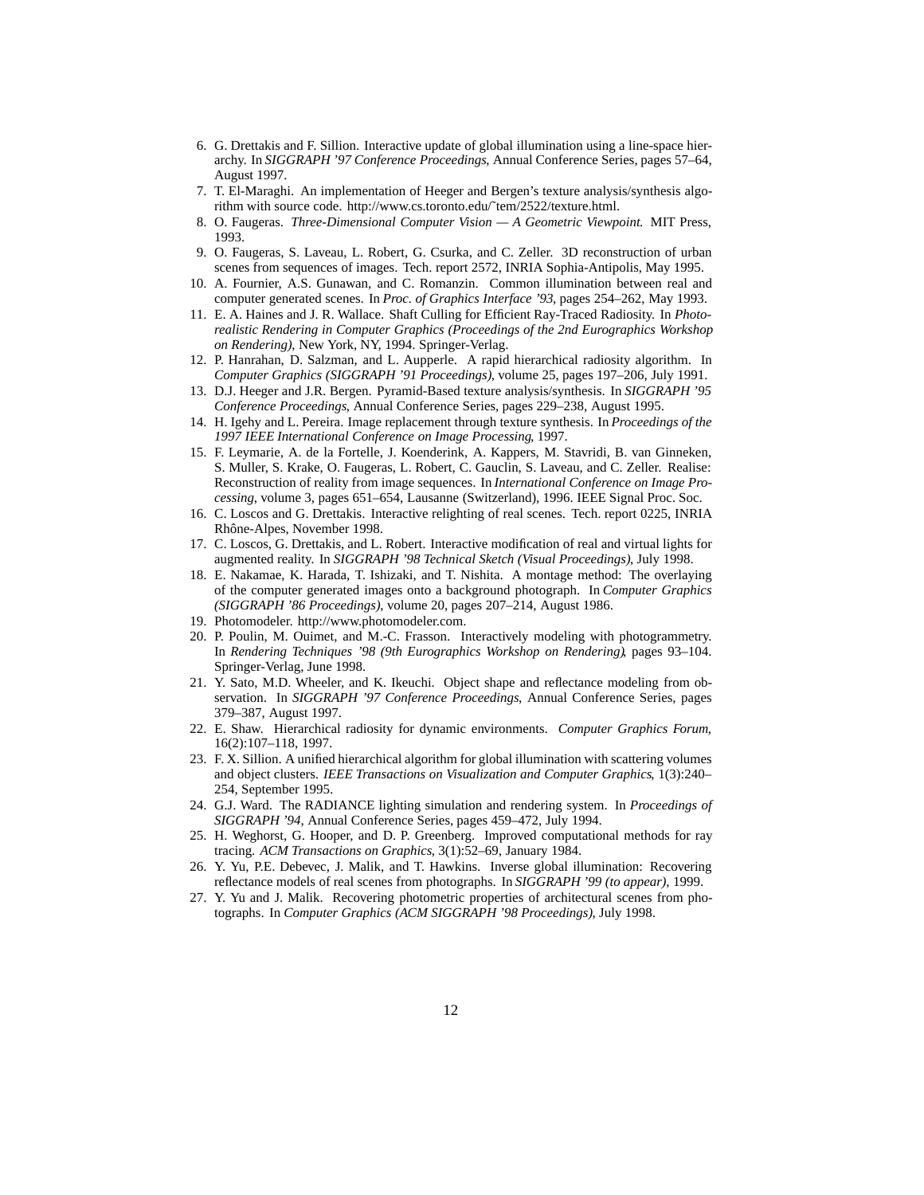6. G. Drettakis and F. Sillion. Interactive update of global illumination using a line-space hierarchy. In *SIGGRAPH '97 Conference Proceedings*, Annual Conference Series, pages 57–64, August 1997.
7. T. El-Maraghi. An implementation of Heeger and Bergen's texture analysis/synthesis algorithm with source code. http://www.cs.toronto.edu/˜tem/2522/texture.html.
8. O. Faugeras. *Three-Dimensional Computer Vision — A Geometric Viewpoint.* MIT Press, 1993.
9. O. Faugeras, S. Laveau, L. Robert, G. Csurka, and C. Zeller. 3D reconstruction of urban scenes from sequences of images. Tech. report 2572, INRIA Sophia-Antipolis, May 1995.
10. A. Fournier, A.S. Gunawan, and C. Romanzin. Common illumination between real and computer generated scenes. In *Proc. of Graphics Interface '93*, pages 254–262, May 1993.
11. E. A. Haines and J. R. Wallace. Shaft Culling for Efficient Ray-Traced Radiosity. In *Photorealistic Rendering in Computer Graphics (Proceedings of the 2nd Eurographics Workshop on Rendering)*, New York, NY, 1994. Springer-Verlag.
12. P. Hanrahan, D. Salzman, and L. Aupperle. A rapid hierarchical radiosity algorithm. In *Computer Graphics (SIGGRAPH '91 Proceedings)*, volume 25, pages 197–206, July 1991.
13. D.J. Heeger and J.R. Bergen. Pyramid-Based texture analysis/synthesis. In *SIGGRAPH '95 Conference Proceedings*, Annual Conference Series, pages 229–238, August 1995.
14. H. Igehy and L. Pereira. Image replacement through texture synthesis. In *Proceedings of the 1997 IEEE International Conference on Image Processing*, 1997.
15. F. Leymarie, A. de la Fortelle, J. Koenderink, A. Kappers, M. Stavridi, B. van Ginneken, S. Muller, S. Krake, O. Faugeras, L. Robert, C. Gauclin, S. Laveau, and C. Zeller. Realise: Reconstruction of reality from image sequences. In *International Conference on Image Processing*, volume 3, pages 651–654, Lausanne (Switzerland), 1996. IEEE Signal Proc. Soc.
16. C. Loscos and G. Drettakis. Interactive relighting of real scenes. Tech. report 0225, INRIA Rhône-Alpes, November 1998.
17. C. Loscos, G. Drettakis, and L. Robert. Interactive modification of real and virtual lights for augmented reality. In *SIGGRAPH '98 Technical Sketch (Visual Proceedings)*, July 1998.
18. E. Nakamae, K. Harada, T. Ishizaki, and T. Nishita. A montage method: The overlaying of the computer generated images onto a background photograph. In *Computer Graphics (SIGGRAPH '86 Proceedings)*, volume 20, pages 207–214, August 1986.
19. Photomodeler. http://www.photomodeler.com.
20. P. Poulin, M. Ouimet, and M.-C. Frasson. Interactively modeling with photogrammetry. In *Rendering Techniques '98 (9th Eurographics Workshop on Rendering)*, pages 93–104. Springer-Verlag, June 1998.
21. Y. Sato, M.D. Wheeler, and K. Ikeuchi. Object shape and reflectance modeling from observation. In *SIGGRAPH '97 Conference Proceedings*, Annual Conference Series, pages 379–387, August 1997.
22. E. Shaw. Hierarchical radiosity for dynamic environments. *Computer Graphics Forum*, 16(2):107–118, 1997.
23. F. X. Sillion. A unified hierarchical algorithm for global illumination with scattering volumes and object clusters. *IEEE Transactions on Visualization and Computer Graphics*, 1(3):240–254, September 1995.
24. G.J. Ward. The RADIANCE lighting simulation and rendering system. In *Proceedings of SIGGRAPH '94*, Annual Conference Series, pages 459–472, July 1994.
25. H. Weghorst, G. Hooper, and D. P. Greenberg. Improved computational methods for ray tracing. *ACM Transactions on Graphics*, 3(1):52–69, January 1984.
26. Y. Yu, P.E. Debevec, J. Malik, and T. Hawkins. Inverse global illumination: Recovering reflectance models of real scenes from photographs. In *SIGGRAPH '99 (to appear)*, 1999.
27. Y. Yu and J. Malik. Recovering photometric properties of architectural scenes from photographs. In *Computer Graphics (ACM SIGGRAPH '98 Proceedings)*, July 1998.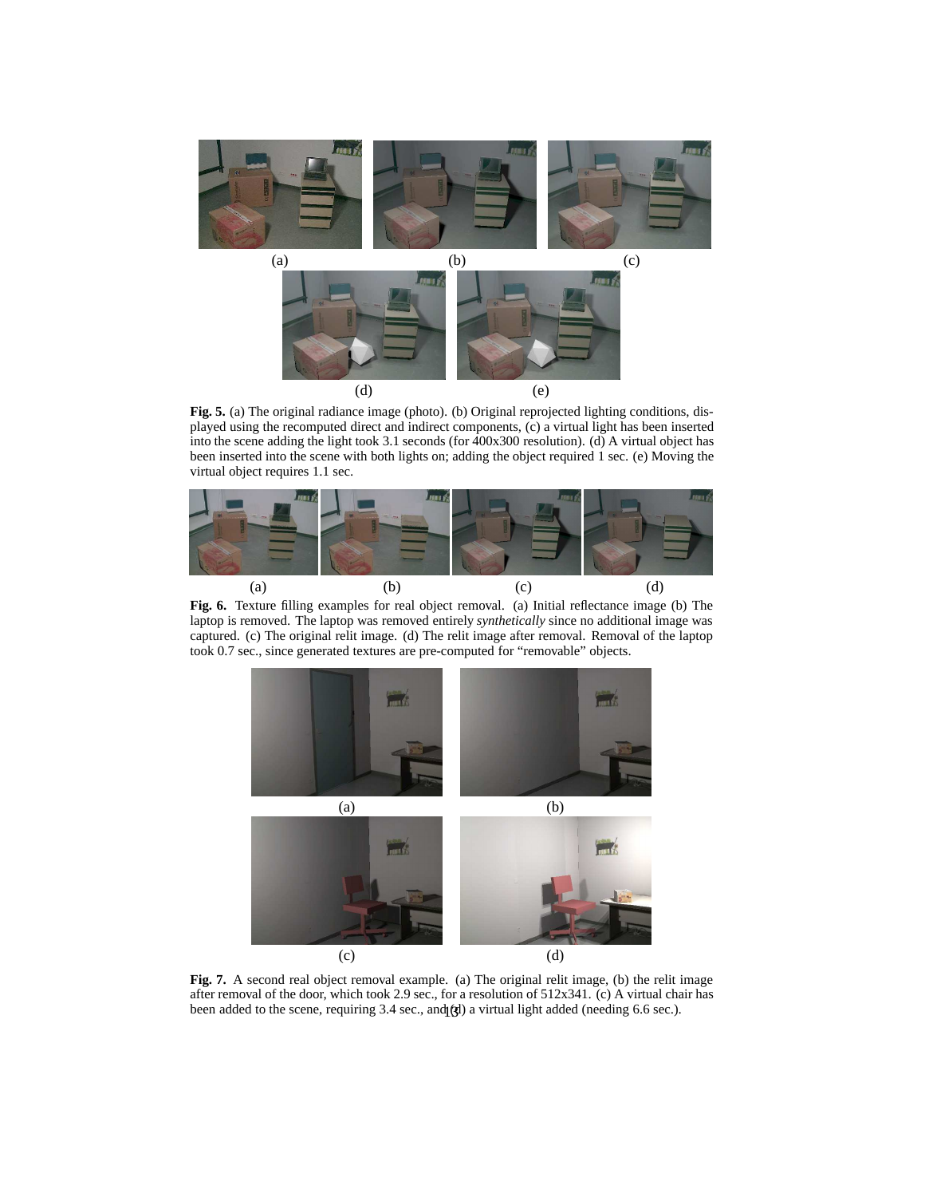(a) (b) (c)

(d) (e)

**Fig. 5.** (a) The original radiance image (photo). (b) Original reprojected lighting conditions, displayed using the recomputed direct and indirect components, (c) a virtual light has been inserted into the scene adding the light took 3.1 seconds (for 400x300 resolution). (d) A virtual object has been inserted into the scene with both lights on; adding the object required 1 sec. (e) Moving the virtual object requires 1.1 sec.

(a) (b) (c) (d)

**Fig. 6.** Texture filling examples for real object removal. (a) Initial reflectance image (b) The laptop is removed. The laptop was removed entirely *synthetically* since no additional image was captured. (c) The original relit image. (d) The relit image after removal. Removal of the laptop took 0.7 sec., since generated textures are pre-computed for "removable" objects.

(a) (b)

(c) (d)

**Fig. 7.** A second real object removal example. (a) The original relit image, (b) the relit image after removal of the door, which took 2.9 sec., for a resolution of 512x341. (c) A virtual chair has been added to the scene, requiring 3.4 sec., and (d) a virtual light added (needing 6.6 sec.).